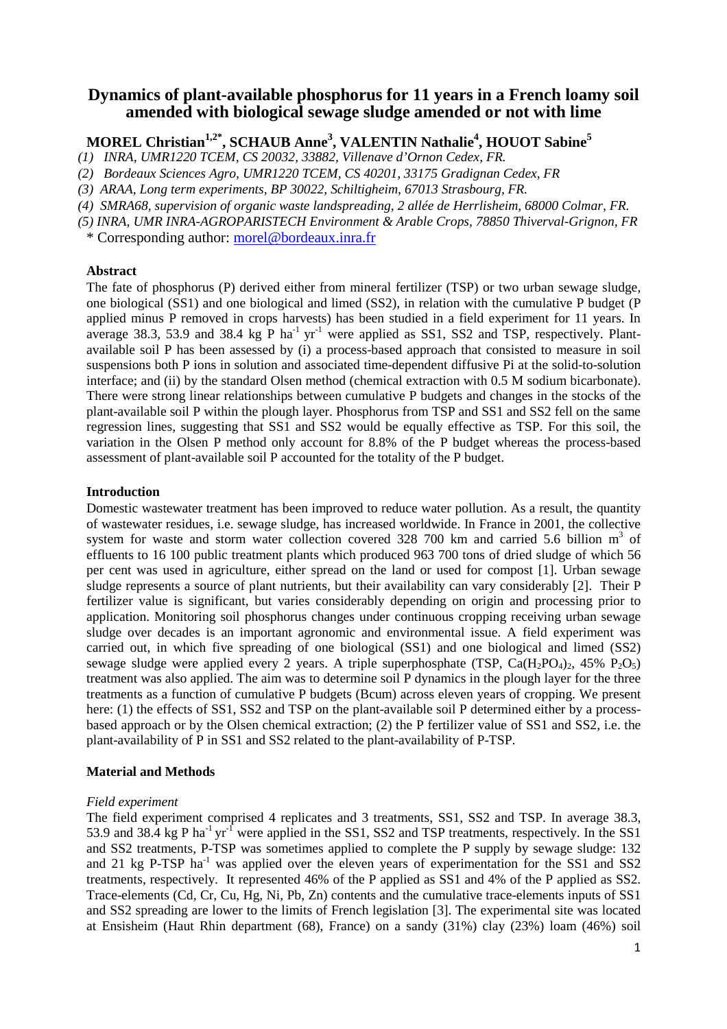# Dynamics of plant-available phosphorus for 11 years in a French loamy soil amended with biological sewage sludge amended or not with lime

**MOREL Christian[1,2*], SCHAUB Anne[3], VALENTIN Nathalie[4], HOUOT Sabine[5]**

*(1) INRA, UMR1220 TCEM, CS 20032, 33882, Villenave d'Ornon Cedex, FR.*

*(2) Bordeaux Sciences Agro, UMR1220 TCEM, CS 40201, 33175 Gradignan Cedex, FR*

*(3) ARAA, Long term experiments, BP 30022, Schiltigheim, 67013 Strasbourg, FR.*

*(4) SMRA68, supervision of organic waste landspreading, 2 allée de Herrlisheim, 68000 Colmar, FR.*

*(5) INRA, UMR INRA-AGROPARISTECH Environment & Arable Crops, 78850 Thiverval-Grignon, FR*

\* Corresponding author: morel@bordeaux.inra.fr

**Abstract**

The fate of phosphorus (P) derived either from mineral fertilizer (TSP) or two urban sewage sludge, one biological (SS1) and one biological and limed (SS2), in relation with the cumulative P budget (P applied minus P removed in crops harvests) has been studied in a field experiment for 11 years. In average 38.3, 53.9 and 38.4 kg P $ha^{-1}$ $yr^{-1}$ were applied as SS1, SS2 and TSP, respectively. Plant-available soil P has been assessed by (i) a process-based approach that consisted to measure in soil suspensions both P ions in solution and associated time-dependent diffusive Pi at the solid-to-solution interface; and (ii) by the standard Olsen method (chemical extraction with 0.5 M sodium bicarbonate). There were strong linear relationships between cumulative P budgets and changes in the stocks of the plant-available soil P within the plough layer. Phosphorus from TSP and SS1 and SS2 fell on the same regression lines, suggesting that SS1 and SS2 would be equally effective as TSP. For this soil, the variation in the Olsen P method only account for 8.8% of the P budget whereas the process-based assessment of plant-available soil P accounted for the totality of the P budget.

**Introduction**

Domestic wastewater treatment has been improved to reduce water pollution. As a result, the quantity of wastewater residues, i.e. sewage sludge, has increased worldwide. In France in 2001, the collective system for waste and storm water collection covered 328 700 km and carried 5.6 billion $m^3$ of effluents to 16 100 public treatment plants which produced 963 700 tons of dried sludge of which 56 per cent was used in agriculture, either spread on the land or used for compost [1]. Urban sewage sludge represents a source of plant nutrients, but their availability can vary considerably [2]. Their P fertilizer value is significant, but varies considerably depending on origin and processing prior to application. Monitoring soil phosphorus changes under continuous cropping receiving urban sewage sludge over decades is an important agronomic and environmental issue. A field experiment was carried out, in which five spreading of one biological (SS1) and one biological and limed (SS2) sewage sludge were applied every 2 years. A triple superphosphate (TSP, $Ca(H_2PO_4)_2$, 45% $P_2O_5$) treatment was also applied. The aim was to determine soil P dynamics in the plough layer for the three treatments as a function of cumulative P budgets (Bcum) across eleven years of cropping. We present here: (1) the effects of SS1, SS2 and TSP on the plant-available soil P determined either by a process-based approach or by the Olsen chemical extraction; (2) the P fertilizer value of SS1 and SS2, i.e. the plant-availability of P in SS1 and SS2 related to the plant-availability of P-TSP.

**Material and Methods**

*Field experiment*

The field experiment comprised 4 replicates and 3 treatments, SS1, SS2 and TSP. In average 38.3, 53.9 and 38.4 kg P $ha^{-1}$ $yr^{-1}$ were applied in the SS1, SS2 and TSP treatments, respectively. In the SS1 and SS2 treatments, P-TSP was sometimes applied to complete the P supply by sewage sludge: 132 and 21 kg P-TSP $ha^{-1}$ was applied over the eleven years of experimentation for the SS1 and SS2 treatments, respectively. It represented 46% of the P applied as SS1 and 4% of the P applied as SS2. Trace-elements (Cd, Cr, Cu, Hg, Ni, Pb, Zn) contents and the cumulative trace-elements inputs of SS1 and SS2 spreading are lower to the limits of French legislation [3]. The experimental site was located at Ensisheim (Haut Rhin department (68), France) on a sandy (31%) clay (23%) loam (46%) soil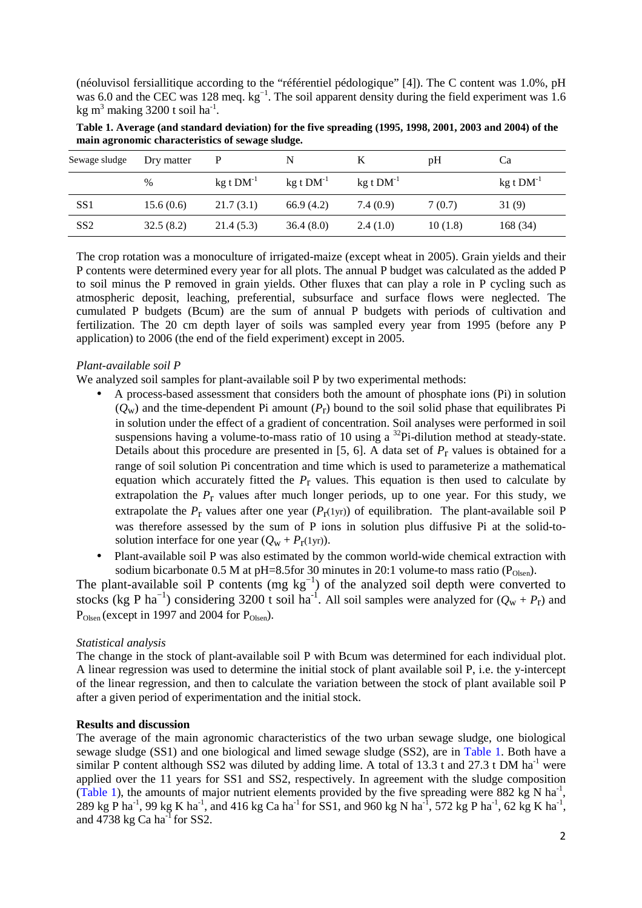(néoluvisol fersiallitique according to the "référentiel pédologique" [4]). The C content was 1.0%, pH was 6.0 and the CEC was 128 meq. kg$^{-1}$. The soil apparent density during the field experiment was 1.6 kg m$^3$ making 3200 t soil ha$^{-1}$.

**Table 1. Average (and standard deviation) for the five spreading (1995, 1998, 2001, 2003 and 2004) of the main agronomic characteristics of sewage sludge.**

| Sewage sludge | Dry matter | P | N | K | pH | Ca |
|---|---|---|---|---|---|---|
| | % | kg t DM$^{-1}$ | kg t DM$^{-1}$ | kg t DM$^{-1}$ | | kg t DM$^{-1}$ |
| SS1 | 15.6 (0.6) | 21.7 (3.1) | 66.9 (4.2) | 7.4 (0.9) | 7 (0.7) | 31 (9) |
| SS2 | 32.5 (8.2) | 21.4 (5.3) | 36.4 (8.0) | 2.4 (1.0) | 10 (1.8) | 168 (34) |

The crop rotation was a monoculture of irrigated-maize (except wheat in 2005). Grain yields and their P contents were determined every year for all plots. The annual P budget was calculated as the added P to soil minus the P removed in grain yields. Other fluxes that can play a role in P cycling such as atmospheric deposit, leaching, preferential, subsurface and surface flows were neglected. The cumulated P budgets (Bcum) are the sum of annual P budgets with periods of cultivation and fertilization. The 20 cm depth layer of soils was sampled every year from 1995 (before any P application) to 2006 (the end of the field experiment) except in 2005.

*Plant-available soil P*

We analyzed soil samples for plant-available soil P by two experimental methods:

- A process-based assessment that considers both the amount of phosphate ions (Pi) in solution ($Q_w$) and the time-dependent Pi amount ($P_r$) bound to the soil solid phase that equilibrates Pi in solution under the effect of a gradient of concentration. Soil analyses were performed in soil suspensions having a volume-to-mass ratio of 10 using a $^{32}$Pi-dilution method at steady-state. Details about this procedure are presented in [5, 6]. A data set of $P_r$ values is obtained for a range of soil solution Pi concentration and time which is used to parameterize a mathematical equation which accurately fitted the $P_r$ values. This equation is then used to calculate by extrapolation the $P_r$ values after much longer periods, up to one year. For this study, we extrapolate the $P_r$ values after one year ($P_{r(1yr)}$) of equilibration. The plant-available soil P was therefore assessed by the sum of P ions in solution plus diffusive Pi at the solid-to-solution interface for one year ($Q_w + P_{r(1yr)}$).
- Plant-available soil P was also estimated by the common world-wide chemical extraction with sodium bicarbonate 0.5 M at pH=8.5for 30 minutes in 20:1 volume-to mass ratio ($P_{Olsen}$).

The plant-available soil P contents (mg kg$^{-1}$) of the analyzed soil depth were converted to stocks (kg P ha$^{-1}$) considering 3200 t soil ha$^{-1}$. All soil samples were analyzed for ($Q_w + P_r$) and $P_{Olsen}$ (except in 1997 and 2004 for $P_{Olsen}$).

*Statistical analysis*

The change in the stock of plant-available soil P with Bcum was determined for each individual plot. A linear regression was used to determine the initial stock of plant available soil P, i.e. the y-intercept of the linear regression, and then to calculate the variation between the stock of plant available soil P after a given period of experimentation and the initial stock.

**Results and discussion**

The average of the main agronomic characteristics of the two urban sewage sludge, one biological sewage sludge (SS1) and one biological and limed sewage sludge (SS2), are in Table 1. Both have a similar P content although SS2 was diluted by adding lime. A total of 13.3 t and 27.3 t DM ha$^{-1}$ were applied over the 11 years for SS1 and SS2, respectively. In agreement with the sludge composition (Table 1), the amounts of major nutrient elements provided by the five spreading were 882 kg N ha$^{-1}$, 289 kg P ha$^{-1}$, 99 kg K ha$^{-1}$, and 416 kg Ca ha$^{-1}$ for SS1, and 960 kg N ha$^{-1}$, 572 kg P ha$^{-1}$, 62 kg K ha$^{-1}$, and 4738 kg Ca ha$^{-1}$ for SS2.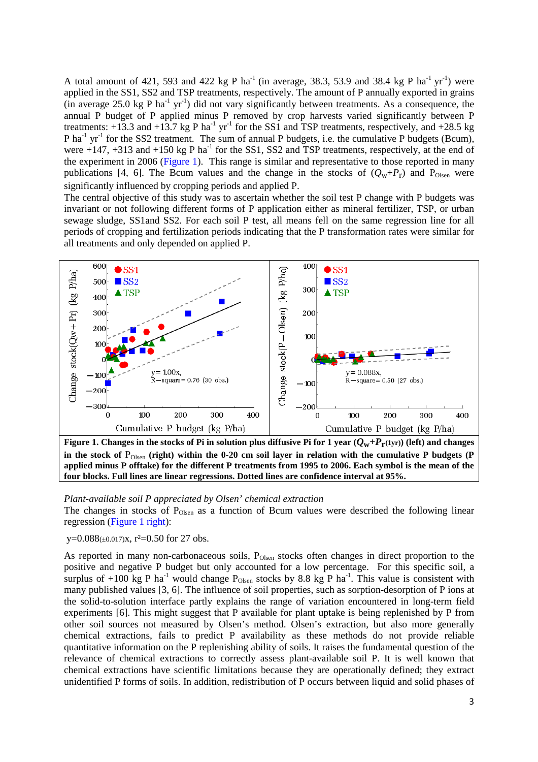A total amount of 421, 593 and 422 kg P ha$^{-1}$ (in average, 38.3, 53.9 and 38.4 kg P ha$^{-1}$ yr$^{-1}$) were applied in the SS1, SS2 and TSP treatments, respectively. The amount of P annually exported in grains (in average 25.0 kg P ha$^{-1}$ yr$^{-1}$) did not vary significantly between treatments. As a consequence, the annual P budget of P applied minus P removed by crop harvests varied significantly between P treatments: +13.3 and +13.7 kg P ha$^{-1}$ yr$^{-1}$ for the SS1 and TSP treatments, respectively, and +28.5 kg P ha$^{-1}$ yr$^{-1}$ for the SS2 treatment. The sum of annual P budgets, i.e. the cumulative P budgets (Bcum), were +147, +313 and +150 kg P ha$^{-1}$ for the SS1, SS2 and TSP treatments, respectively, at the end of the experiment in 2006 (Figure 1). This range is similar and representative to those reported in many publications [4, 6]. The Bcum values and the change in the stocks of ($Q_w$+$P_r$) and $P_{Olsen}$ were significantly influenced by cropping periods and applied P.

The central objective of this study was to ascertain whether the soil test P change with P budgets was invariant or not following different forms of P application either as mineral fertilizer, TSP, or urban sewage sludge, SS1and SS2. For each soil P test, all means fell on the same regression line for all periods of cropping and fertilization periods indicating that the P transformation rates were similar for all treatments and only depended on applied P.

**Figure 1. Changes in the stocks of Pi in solution plus diffusive Pi for 1 year ($Q_w$+$P_{r(1yr)}$) (left) and changes in the stock of $P_{Olsen}$ (right) within the 0-20 cm soil layer in relation with the cumulative P budgets (P applied minus P offtake) for the different P treatments from 1995 to 2006. Each symbol is the mean of the four blocks. Full lines are linear regressions. Dotted lines are confidence interval at 95%.**

*Plant-available soil P appreciated by Olsen' chemical extraction*

The changes in stocks of $P_{Olsen}$ as a function of Bcum values were described the following linear regression (Figure 1 right):

$y=0.088_{(\pm 0.017)}x$, $r^2$=0.50 for 27 obs.

As reported in many non-carbonaceous soils, $P_{Olsen}$ stocks often changes in direct proportion to the positive and negative P budget but only accounted for a low percentage. For this specific soil, a surplus of +100 kg P ha$^{-1}$ would change $P_{Olsen}$ stocks by 8.8 kg P ha$^{-1}$. This value is consistent with many published values [3, 6]. The influence of soil properties, such as sorption-desorption of P ions at the solid-to-solution interface partly explains the range of variation encountered in long-term field experiments [6]. This might suggest that P available for plant uptake is being replenished by P from other soil sources not measured by Olsen's method. Olsen's extraction, but also more generally chemical extractions, fails to predict P availability as these methods do not provide reliable quantitative information on the P replenishing ability of soils. It raises the fundamental question of the relevance of chemical extractions to correctly assess plant-available soil P. It is well known that chemical extractions have scientific limitations because they are operationally defined; they extract unidentified P forms of soils. In addition, redistribution of P occurs between liquid and solid phases of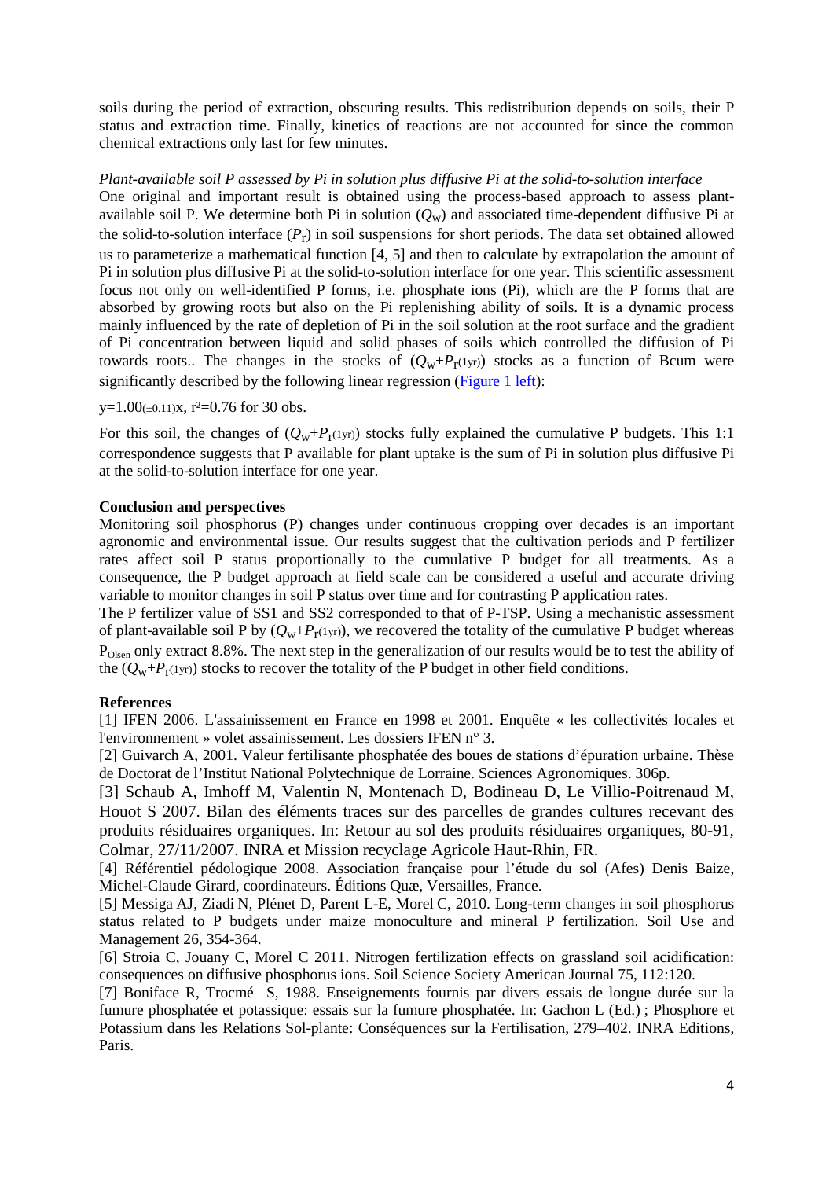soils during the period of extraction, obscuring results. This redistribution depends on soils, their P status and extraction time. Finally, kinetics of reactions are not accounted for since the common chemical extractions only last for few minutes.

*Plant-available soil P assessed by Pi in solution plus diffusive Pi at the solid-to-solution interface*

One original and important result is obtained using the process-based approach to assess plant-available soil P. We determine both Pi in solution ($Q_w$) and associated time-dependent diffusive Pi at the solid-to-solution interface ($P_r$) in soil suspensions for short periods. The data set obtained allowed us to parameterize a mathematical function [4, 5] and then to calculate by extrapolation the amount of Pi in solution plus diffusive Pi at the solid-to-solution interface for one year. This scientific assessment focus not only on well-identified P forms, i.e. phosphate ions (Pi), which are the P forms that are absorbed by growing roots but also on the Pi replenishing ability of soils. It is a dynamic process mainly influenced by the rate of depletion of Pi in the soil solution at the root surface and the gradient of Pi concentration between liquid and solid phases of soils which controlled the diffusion of Pi towards roots.. The changes in the stocks of ($Q_w$+$P_{r(1yr)}$) stocks as a function of Bcum were significantly described by the following linear regression (Figure 1 left):

$y=1.00_{(\pm 0.11)}x$, $r^2=0.76$ for 30 obs.

For this soil, the changes of ($Q_w$+$P_{r(1yr)}$) stocks fully explained the cumulative P budgets. This 1:1 correspondence suggests that P available for plant uptake is the sum of Pi in solution plus diffusive Pi at the solid-to-solution interface for one year.

**Conclusion and perspectives**

Monitoring soil phosphorus (P) changes under continuous cropping over decades is an important agronomic and environmental issue. Our results suggest that the cultivation periods and P fertilizer rates affect soil P status proportionally to the cumulative P budget for all treatments. As a consequence, the P budget approach at field scale can be considered a useful and accurate driving variable to monitor changes in soil P status over time and for contrasting P application rates.

The P fertilizer value of SS1 and SS2 corresponded to that of P-TSP. Using a mechanistic assessment of plant-available soil P by ($Q_w$+$P_{r(1yr)}$), we recovered the totality of the cumulative P budget whereas $P_{Olsen}$ only extract 8.8%. The next step in the generalization of our results would be to test the ability of the ($Q_w$+$P_{r(1yr)}$) stocks to recover the totality of the P budget in other field conditions.

**References**

[1] IFEN 2006. L'assainissement en France en 1998 et 2001. Enquête « les collectivités locales et l'environnement » volet assainissement. Les dossiers IFEN n° 3.

[2] Guivarch A, 2001. Valeur fertilisante phosphatée des boues de stations d'épuration urbaine. Thèse de Doctorat de l'Institut National Polytechnique de Lorraine. Sciences Agronomiques. 306p.

[3] Schaub A, Imhoff M, Valentin N, Montenach D, Bodineau D, Le Villio-Poitrenaud M, Houot S 2007. Bilan des éléments traces sur des parcelles de grandes cultures recevant des produits résiduaires organiques. In: Retour au sol des produits résiduaires organiques, 80-91, Colmar, 27/11/2007. INRA et Mission recyclage Agricole Haut-Rhin, FR.

[4] Référentiel pédologique 2008. Association française pour l'étude du sol (Afes) Denis Baize, Michel-Claude Girard, coordinateurs. Éditions Quæ, Versailles, France.

[5] Messiga AJ, Ziadi N, Plénet D, Parent L-E, Morel C, 2010. Long-term changes in soil phosphorus status related to P budgets under maize monoculture and mineral P fertilization. Soil Use and Management 26, 354-364.

[6] Stroia C, Jouany C, Morel C 2011. Nitrogen fertilization effects on grassland soil acidification: consequences on diffusive phosphorus ions. Soil Science Society American Journal 75, 112:120.

[7] Boniface R, Trocmé S, 1988. Enseignements fournis par divers essais de longue durée sur la fumure phosphatée et potassique: essais sur la fumure phosphatée. In: Gachon L (Ed.) ; Phosphore et Potassium dans les Relations Sol-plante: Conséquences sur la Fertilisation, 279–402. INRA Editions, Paris.